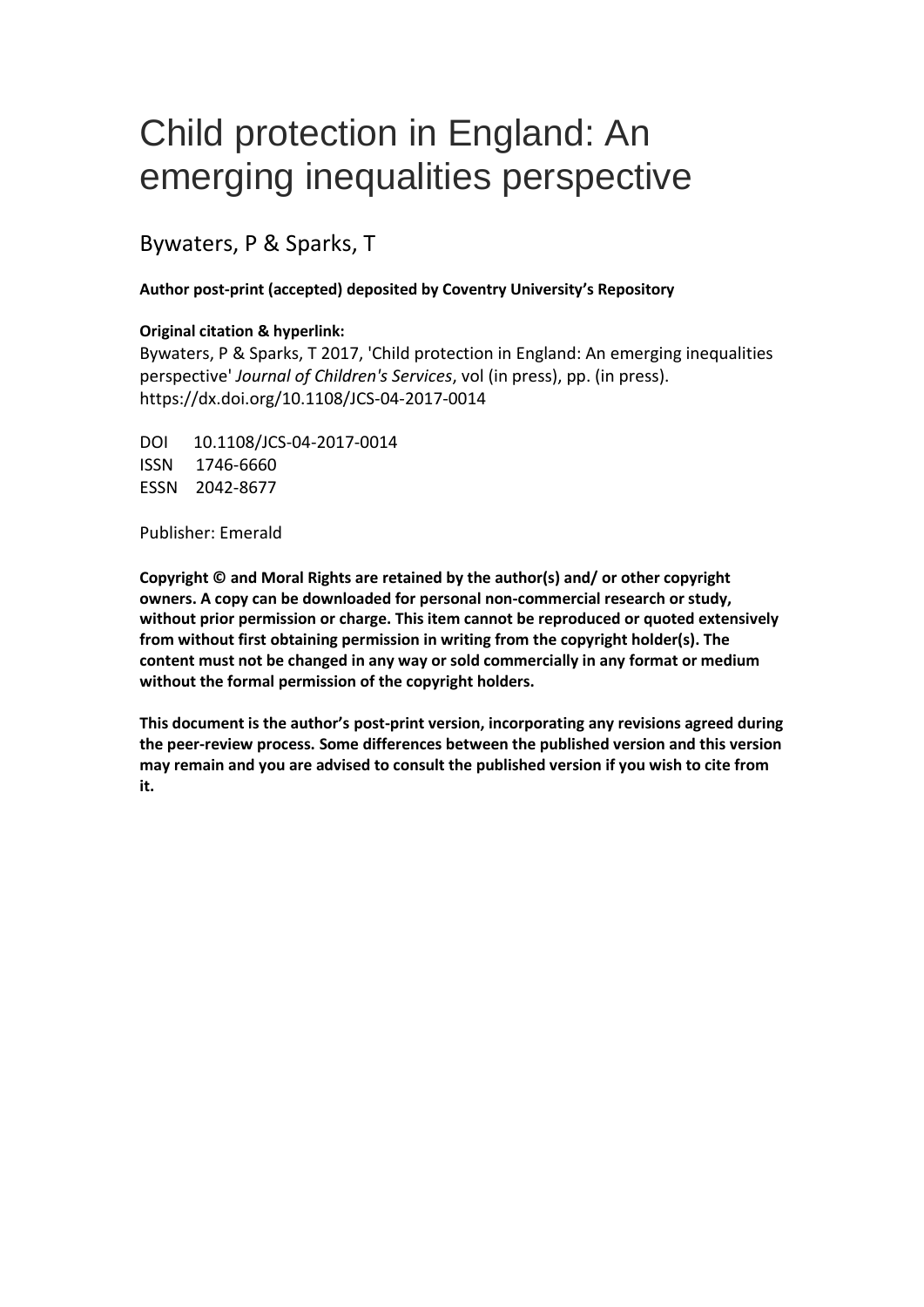# Child protection in England: An emerging inequalities perspective

Bywaters, P & Sparks, T

**Author post-print (accepted) deposited by Coventry University's Repository**

**Original citation & hyperlink:**

Bywaters, P & Sparks, T 2017, 'Child protection in England: An emerging inequalities perspective' *Journal of Children's Services*, vol (in press), pp. (in press).
https://dx.doi.org/10.1108/JCS-04-2017-0014

DOI 10.1108/JCS-04-2017-0014
ISSN 1746-6660
ESSN 2042-8677

Publisher: Emerald

**Copyright © and Moral Rights are retained by the author(s) and/ or other copyright owners. A copy can be downloaded for personal non-commercial research or study, without prior permission or charge. This item cannot be reproduced or quoted extensively from without first obtaining permission in writing from the copyright holder(s). The content must not be changed in any way or sold commercially in any format or medium without the formal permission of the copyright holders.**

**This document is the author's post-print version, incorporating any revisions agreed during the peer-review process. Some differences between the published version and this version may remain and you are advised to consult the published version if you wish to cite from it.**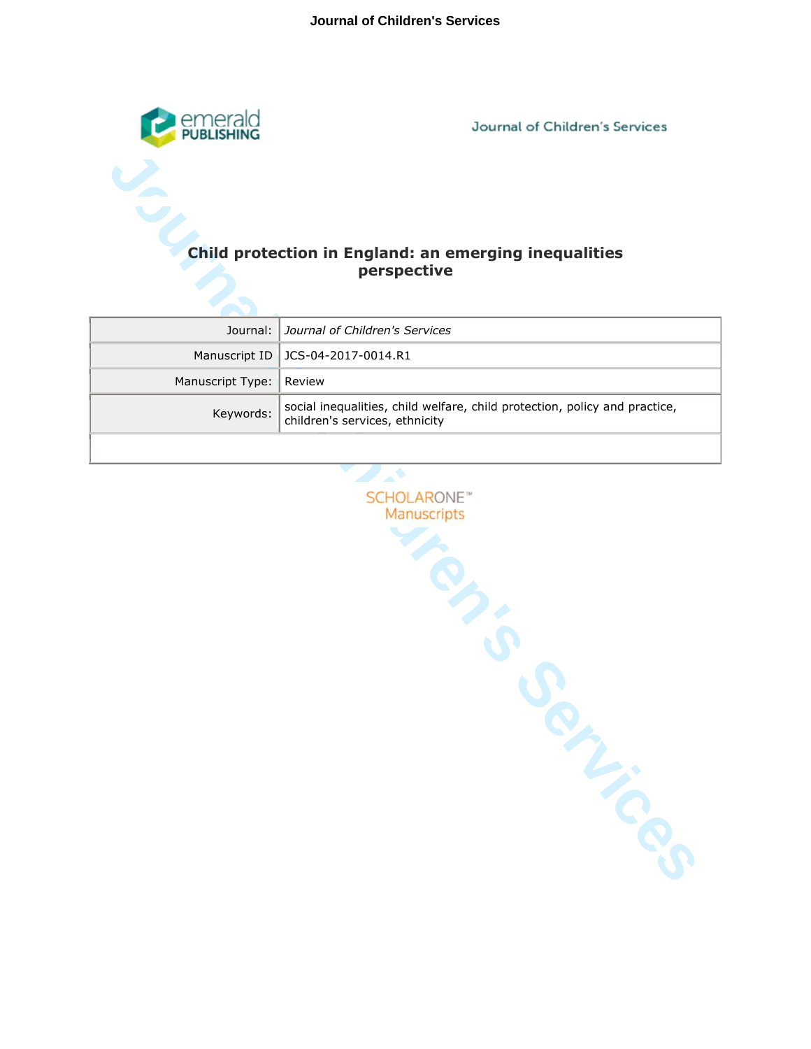# Child protection in England: an emerging inequalities perspective

| Journal: | *Journal of Children's Services* |
|---|---|
| Manuscript ID | JCS-04-2017-0014.R1 |
| Manuscript Type: | Review |
| Keywords: | social inequalities, child welfare, child protection, policy and practice, children's services, ethnicity |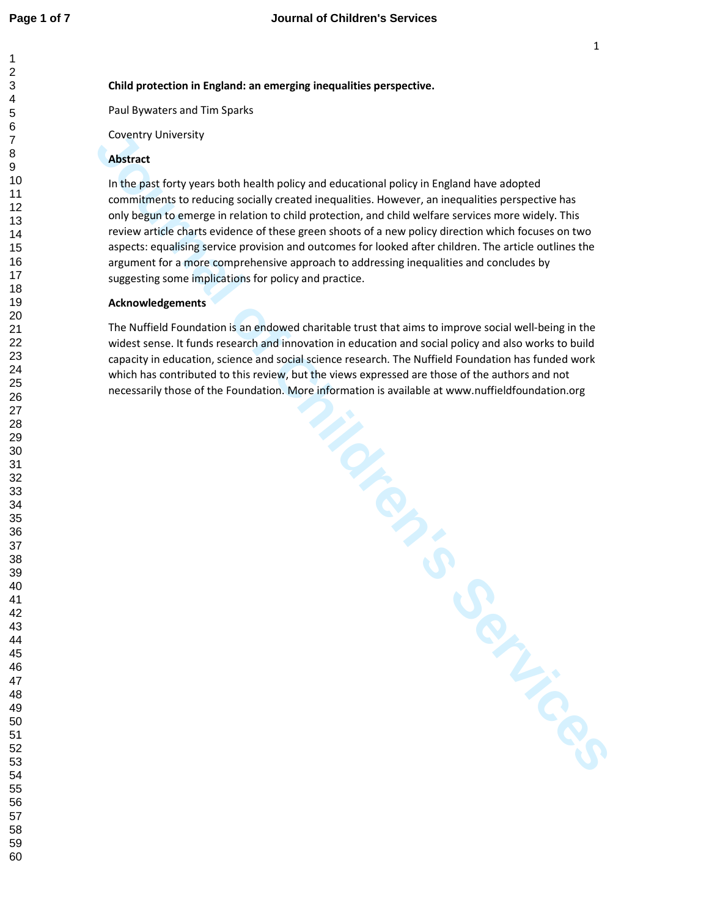**Child protection in England: an emerging inequalities perspective.**

Paul Bywaters and Tim Sparks

Coventry University

**Abstract**

In the past forty years both health policy and educational policy in England have adopted commitments to reducing socially created inequalities. However, an inequalities perspective has only begun to emerge in relation to child protection, and child welfare services more widely. This review article charts evidence of these green shoots of a new policy direction which focuses on two aspects: equalising service provision and outcomes for looked after children. The article outlines the argument for a more comprehensive approach to addressing inequalities and concludes by suggesting some implications for policy and practice.

**Acknowledgements**

The Nuffield Foundation is an endowed charitable trust that aims to improve social well-being in the widest sense. It funds research and innovation in education and social policy and also works to build capacity in education, science and social science research. The Nuffield Foundation has funded work which has contributed to this review, but the views expressed are those of the authors and not necessarily those of the Foundation. More information is available at www.nuffieldfoundation.org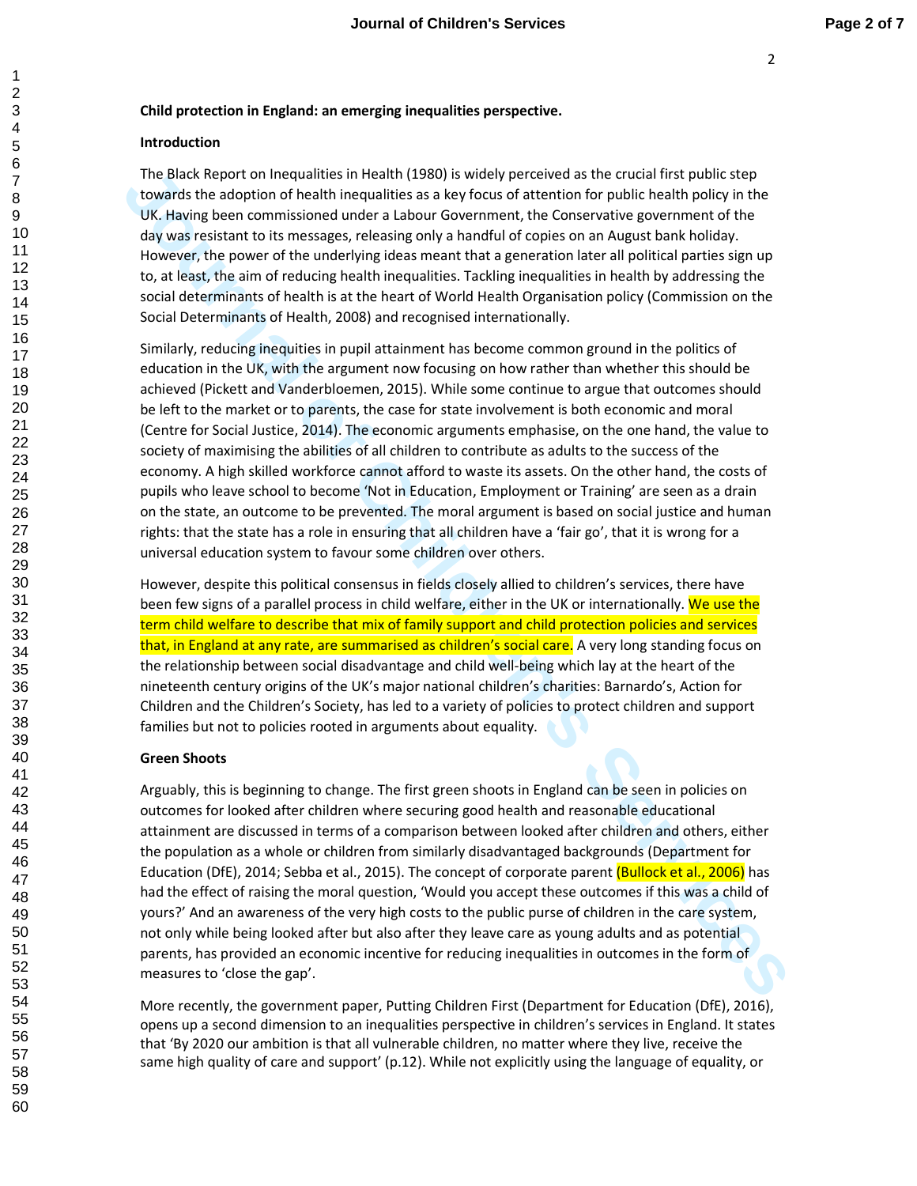**Child protection in England: an emerging inequalities perspective.**

**Introduction**

The Black Report on Inequalities in Health (1980) is widely perceived as the crucial first public step towards the adoption of health inequalities as a key focus of attention for public health policy in the UK. Having been commissioned under a Labour Government, the Conservative government of the day was resistant to its messages, releasing only a handful of copies on an August bank holiday. However, the power of the underlying ideas meant that a generation later all political parties sign up to, at least, the aim of reducing health inequalities. Tackling inequalities in health by addressing the social determinants of health is at the heart of World Health Organisation policy (Commission on the Social Determinants of Health, 2008) and recognised internationally.

Similarly, reducing inequities in pupil attainment has become common ground in the politics of education in the UK, with the argument now focusing on how rather than whether this should be achieved (Pickett and Vanderbloemen, 2015). While some continue to argue that outcomes should be left to the market or to parents, the case for state involvement is both economic and moral (Centre for Social Justice, 2014). The economic arguments emphasise, on the one hand, the value to society of maximising the abilities of all children to contribute as adults to the success of the economy. A high skilled workforce cannot afford to waste its assets. On the other hand, the costs of pupils who leave school to become 'Not in Education, Employment or Training' are seen as a drain on the state, an outcome to be prevented. The moral argument is based on social justice and human rights: that the state has a role in ensuring that all children have a 'fair go', that it is wrong for a universal education system to favour some children over others.

However, despite this political consensus in fields closely allied to children's services, there have been few signs of a parallel process in child welfare, either in the UK or internationally. We use the term child welfare to describe that mix of family support and child protection policies and services that, in England at any rate, are summarised as children's social care. A very long standing focus on the relationship between social disadvantage and child well-being which lay at the heart of the nineteenth century origins of the UK's major national children's charities: Barnardo's, Action for Children and the Children's Society, has led to a variety of policies to protect children and support families but not to policies rooted in arguments about equality.

**Green Shoots**

Arguably, this is beginning to change. The first green shoots in England can be seen in policies on outcomes for looked after children where securing good health and reasonable educational attainment are discussed in terms of a comparison between looked after children and others, either the population as a whole or children from similarly disadvantaged backgrounds (Department for Education (DfE), 2014; Sebba et al., 2015). The concept of corporate parent (Bullock et al., 2006) has had the effect of raising the moral question, 'Would you accept these outcomes if this was a child of yours?' And an awareness of the very high costs to the public purse of children in the care system, not only while being looked after but also after they leave care as young adults and as potential parents, has provided an economic incentive for reducing inequalities in outcomes in the form of measures to 'close the gap'.

More recently, the government paper, Putting Children First (Department for Education (DfE), 2016), opens up a second dimension to an inequalities perspective in children's services in England. It states that 'By 2020 our ambition is that all vulnerable children, no matter where they live, receive the same high quality of care and support' (p.12). While not explicitly using the language of equality, or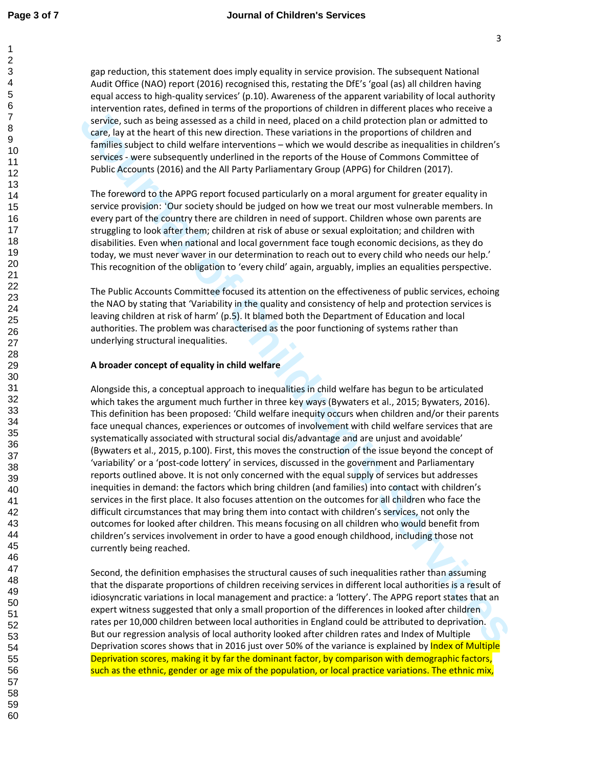gap reduction, this statement does imply equality in service provision. The subsequent National Audit Office (NAO) report (2016) recognised this, restating the DfE's 'goal (as) all children having equal access to high-quality services' (p.10). Awareness of the apparent variability of local authority intervention rates, defined in terms of the proportions of children in different places who receive a service, such as being assessed as a child in need, placed on a child protection plan or admitted to care, lay at the heart of this new direction. These variations in the proportions of children and families subject to child welfare interventions – which we would describe as inequalities in children's services - were subsequently underlined in the reports of the House of Commons Committee of Public Accounts (2016) and the All Party Parliamentary Group (APPG) for Children (2017).

The foreword to the APPG report focused particularly on a moral argument for greater equality in service provision: 'Our society should be judged on how we treat our most vulnerable members. In every part of the country there are children in need of support. Children whose own parents are struggling to look after them; children at risk of abuse or sexual exploitation; and children with disabilities. Even when national and local government face tough economic decisions, as they do today, we must never waver in our determination to reach out to every child who needs our help.' This recognition of the obligation to 'every child' again, arguably, implies an equalities perspective.

The Public Accounts Committee focused its attention on the effectiveness of public services, echoing the NAO by stating that 'Variability in the quality and consistency of help and protection services is leaving children at risk of harm' (p.5). It blamed both the Department of Education and local authorities. The problem was characterised as the poor functioning of systems rather than underlying structural inequalities.

**A broader concept of equality in child welfare**

Alongside this, a conceptual approach to inequalities in child welfare has begun to be articulated which takes the argument much further in three key ways (Bywaters et al., 2015; Bywaters, 2016). This definition has been proposed: 'Child welfare inequity occurs when children and/or their parents face unequal chances, experiences or outcomes of involvement with child welfare services that are systematically associated with structural social dis/advantage and are unjust and avoidable' (Bywaters et al., 2015, p.100). First, this moves the construction of the issue beyond the concept of 'variability' or a 'post-code lottery' in services, discussed in the government and Parliamentary reports outlined above. It is not only concerned with the equal supply of services but addresses inequities in demand: the factors which bring children (and families) into contact with children's services in the first place. It also focuses attention on the outcomes for all children who face the difficult circumstances that may bring them into contact with children's services, not only the outcomes for looked after children. This means focusing on all children who would benefit from children's services involvement in order to have a good enough childhood, including those not currently being reached.

Second, the definition emphasises the structural causes of such inequalities rather than assuming that the disparate proportions of children receiving services in different local authorities is a result of idiosyncratic variations in local management and practice: a 'lottery'. The APPG report states that an expert witness suggested that only a small proportion of the differences in looked after children rates per 10,000 children between local authorities in England could be attributed to deprivation. But our regression analysis of local authority looked after children rates and Index of Multiple Deprivation scores shows that in 2016 just over 50% of the variance is explained by Index of Multiple Deprivation scores, making it by far the dominant factor, by comparison with demographic factors, such as the ethnic, gender or age mix of the population, or local practice variations. The ethnic mix,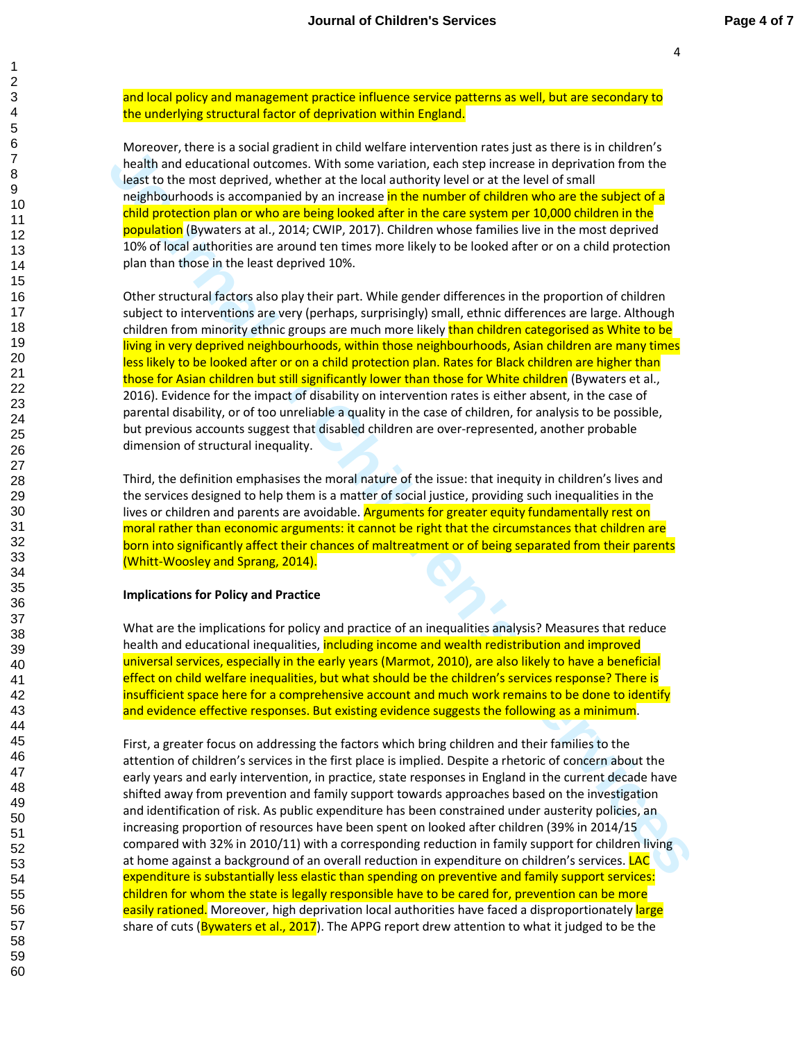and local policy and management practice influence service patterns as well, but are secondary to the underlying structural factor of deprivation within England.

Moreover, there is a social gradient in child welfare intervention rates just as there is in children's health and educational outcomes. With some variation, each step increase in deprivation from the least to the most deprived, whether at the local authority level or at the level of small neighbourhoods is accompanied by an increase in the number of children who are the subject of a child protection plan or who are being looked after in the care system per 10,000 children in the population (Bywaters at al., 2014; CWIP, 2017). Children whose families live in the most deprived 10% of local authorities are around ten times more likely to be looked after or on a child protection plan than those in the least deprived 10%.

Other structural factors also play their part. While gender differences in the proportion of children subject to interventions are very (perhaps, surprisingly) small, ethnic differences are large. Although children from minority ethnic groups are much more likely than children categorised as White to be living in very deprived neighbourhoods, within those neighbourhoods, Asian children are many times less likely to be looked after or on a child protection plan. Rates for Black children are higher than those for Asian children but still significantly lower than those for White children (Bywaters et al., 2016). Evidence for the impact of disability on intervention rates is either absent, in the case of parental disability, or of too unreliable a quality in the case of children, for analysis to be possible, but previous accounts suggest that disabled children are over-represented, another probable dimension of structural inequality.

Third, the definition emphasises the moral nature of the issue: that inequity in children's lives and the services designed to help them is a matter of social justice, providing such inequalities in the lives or children and parents are avoidable. Arguments for greater equity fundamentally rest on moral rather than economic arguments: it cannot be right that the circumstances that children are born into significantly affect their chances of maltreatment or of being separated from their parents (Whitt-Woosley and Sprang, 2014).

**Implications for Policy and Practice**

What are the implications for policy and practice of an inequalities analysis? Measures that reduce health and educational inequalities, including income and wealth redistribution and improved universal services, especially in the early years (Marmot, 2010), are also likely to have a beneficial effect on child welfare inequalities, but what should be the children's services response? There is insufficient space here for a comprehensive account and much work remains to be done to identify and evidence effective responses. But existing evidence suggests the following as a minimum.

First, a greater focus on addressing the factors which bring children and their families to the attention of children's services in the first place is implied. Despite a rhetoric of concern about the early years and early intervention, in practice, state responses in England in the current decade have shifted away from prevention and family support towards approaches based on the investigation and identification of risk. As public expenditure has been constrained under austerity policies, an increasing proportion of resources have been spent on looked after children (39% in 2014/15 compared with 32% in 2010/11) with a corresponding reduction in family support for children living at home against a background of an overall reduction in expenditure on children's services. LAC expenditure is substantially less elastic than spending on preventive and family support services: children for whom the state is legally responsible have to be cared for, prevention can be more easily rationed. Moreover, high deprivation local authorities have faced a disproportionately large share of cuts (Bywaters et al., 2017). The APPG report drew attention to what it judged to be the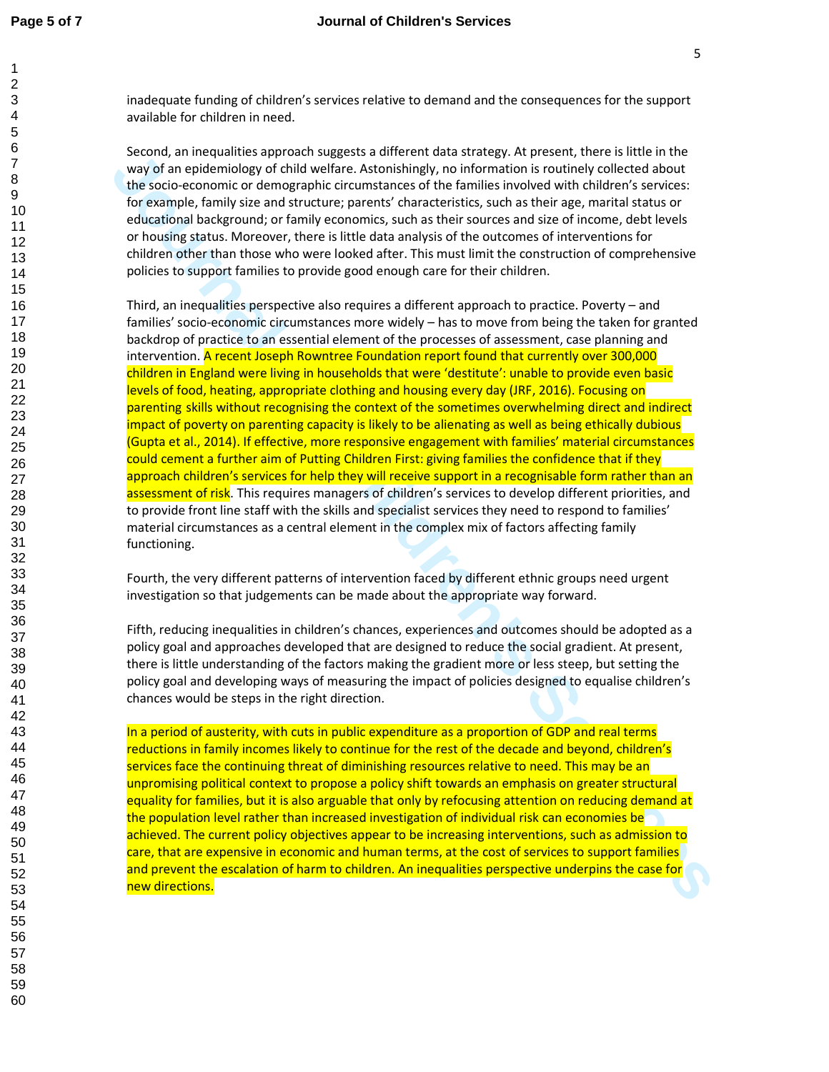inadequate funding of children's services relative to demand and the consequences for the support available for children in need.

Second, an inequalities approach suggests a different data strategy. At present, there is little in the way of an epidemiology of child welfare. Astonishingly, no information is routinely collected about the socio-economic or demographic circumstances of the families involved with children's services: for example, family size and structure; parents' characteristics, such as their age, marital status or educational background; or family economics, such as their sources and size of income, debt levels or housing status. Moreover, there is little data analysis of the outcomes of interventions for children other than those who were looked after. This must limit the construction of comprehensive policies to support families to provide good enough care for their children.

Third, an inequalities perspective also requires a different approach to practice. Poverty – and families' socio-economic circumstances more widely – has to move from being the taken for granted backdrop of practice to an essential element of the processes of assessment, case planning and intervention. A recent Joseph Rowntree Foundation report found that currently over 300,000 children in England were living in households that were 'destitute': unable to provide even basic levels of food, heating, appropriate clothing and housing every day (JRF, 2016). Focusing on parenting skills without recognising the context of the sometimes overwhelming direct and indirect impact of poverty on parenting capacity is likely to be alienating as well as being ethically dubious (Gupta et al., 2014). If effective, more responsive engagement with families' material circumstances could cement a further aim of Putting Children First: giving families the confidence that if they approach children's services for help they will receive support in a recognisable form rather than an assessment of risk. This requires managers of children's services to develop different priorities, and to provide front line staff with the skills and specialist services they need to respond to families' material circumstances as a central element in the complex mix of factors affecting family functioning.

Fourth, the very different patterns of intervention faced by different ethnic groups need urgent investigation so that judgements can be made about the appropriate way forward.

Fifth, reducing inequalities in children's chances, experiences and outcomes should be adopted as a policy goal and approaches developed that are designed to reduce the social gradient. At present, there is little understanding of the factors making the gradient more or less steep, but setting the policy goal and developing ways of measuring the impact of policies designed to equalise children's chances would be steps in the right direction.

In a period of austerity, with cuts in public expenditure as a proportion of GDP and real terms reductions in family incomes likely to continue for the rest of the decade and beyond, children's services face the continuing threat of diminishing resources relative to need. This may be an unpromising political context to propose a policy shift towards an emphasis on greater structural equality for families, but it is also arguable that only by refocusing attention on reducing demand at the population level rather than increased investigation of individual risk can economies be achieved. The current policy objectives appear to be increasing interventions, such as admission to care, that are expensive in economic and human terms, at the cost of services to support families and prevent the escalation of harm to children. An inequalities perspective underpins the case for new directions.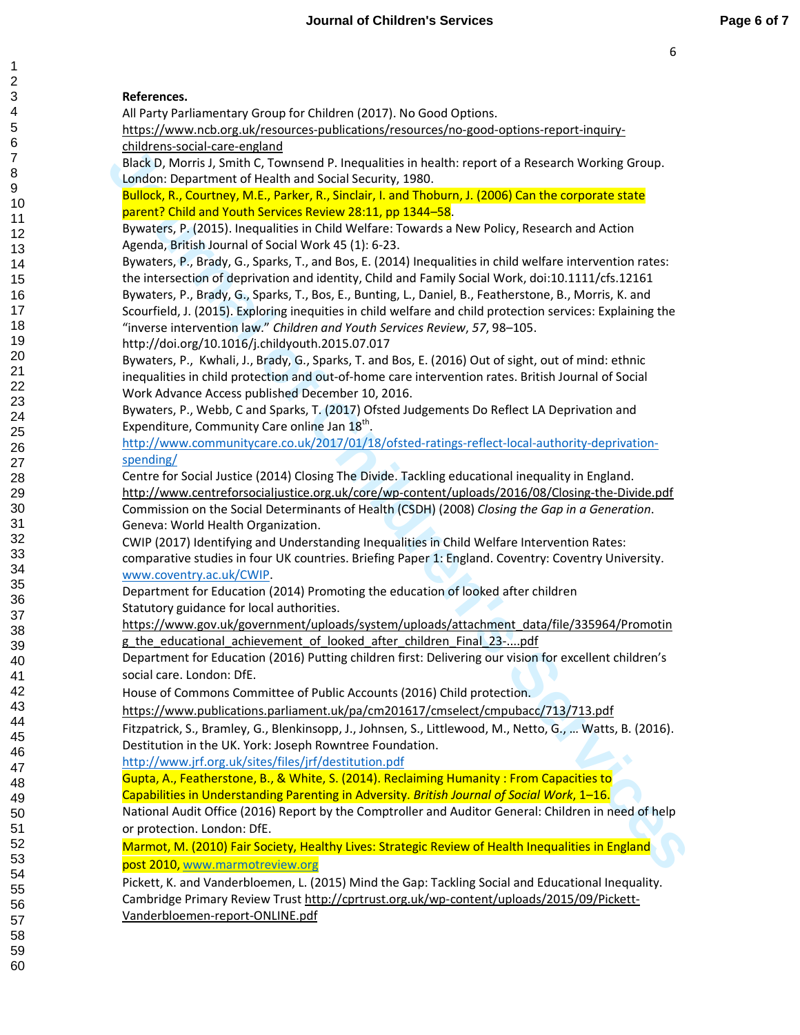**References.**

All Party Parliamentary Group for Children (2017). No Good Options. https://www.ncb.org.uk/resources-publications/resources/no-good-options-report-inquiry-childrens-social-care-england

Black D, Morris J, Smith C, Townsend P. Inequalities in health: report of a Research Working Group. London: Department of Health and Social Security, 1980.

Bullock, R., Courtney, M.E., Parker, R., Sinclair, I. and Thoburn, J. (2006) Can the corporate state parent? Child and Youth Services Review 28:11, pp 1344–58.

Bywaters, P. (2015). Inequalities in Child Welfare: Towards a New Policy, Research and Action Agenda, British Journal of Social Work 45 (1): 6-23.

Bywaters, P., Brady, G., Sparks, T., and Bos, E. (2014) Inequalities in child welfare intervention rates: the intersection of deprivation and identity, Child and Family Social Work, doi:10.1111/cfs.12161

Bywaters, P., Brady, G., Sparks, T., Bos, E., Bunting, L., Daniel, B., Featherstone, B., Morris, K. and Scourfield, J. (2015). Exploring inequities in child welfare and child protection services: Explaining the "inverse intervention law." *Children and Youth Services Review*, *57*, 98–105. http://doi.org/10.1016/j.childyouth.2015.07.017

Bywaters, P., Kwhali, J., Brady, G., Sparks, T. and Bos, E. (2016) Out of sight, out of mind: ethnic inequalities in child protection and out-of-home care intervention rates. British Journal of Social Work Advance Access published December 10, 2016.

Bywaters, P., Webb, C and Sparks, T. (2017) Ofsted Judgements Do Reflect LA Deprivation and Expenditure, Community Care online Jan 18th. http://www.communitycare.co.uk/2017/01/18/ofsted-ratings-reflect-local-authority-deprivation-spending/

Centre for Social Justice (2014) Closing The Divide. Tackling educational inequality in England. http://www.centreforsocialjustice.org.uk/core/wp-content/uploads/2016/08/Closing-the-Divide.pdf

Commission on the Social Determinants of Health (CSDH) (2008) *Closing the Gap in a Generation*. Geneva: World Health Organization.

CWIP (2017) Identifying and Understanding Inequalities in Child Welfare Intervention Rates: comparative studies in four UK countries. Briefing Paper 1: England. Coventry: Coventry University. www.coventry.ac.uk/CWIP.

Department for Education (2014) Promoting the education of looked after children Statutory guidance for local authorities. https://www.gov.uk/government/uploads/system/uploads/attachment_data/file/335964/Promoting_the_educational_achievement_of_looked_after_children_Final_23-....pdf

Department for Education (2016) Putting children first: Delivering our vision for excellent children's social care. London: DfE.

House of Commons Committee of Public Accounts (2016) Child protection. https://www.publications.parliament.uk/pa/cm201617/cmselect/cmpubacc/713/713.pdf

Fitzpatrick, S., Bramley, G., Blenkinsopp, J., Johnsen, S., Littlewood, M., Netto, G., … Watts, B. (2016). Destitution in the UK. York: Joseph Rowntree Foundation. http://www.jrf.org.uk/sites/files/jrf/destitution.pdf

Gupta, A., Featherstone, B., & White, S. (2014). Reclaiming Humanity : From Capacities to Capabilities in Understanding Parenting in Adversity. *British Journal of Social Work*, 1–16.

National Audit Office (2016) Report by the Comptroller and Auditor General: Children in need of help or protection. London: DfE.

Marmot, M. (2010) Fair Society, Healthy Lives: Strategic Review of Health Inequalities in England post 2010, www.marmotreview.org

Pickett, K. and Vanderbloemen, L. (2015) Mind the Gap: Tackling Social and Educational Inequality. Cambridge Primary Review Trust http://cprtrust.org.uk/wp-content/uploads/2015/09/Pickett-Vanderbloemen-report-ONLINE.pdf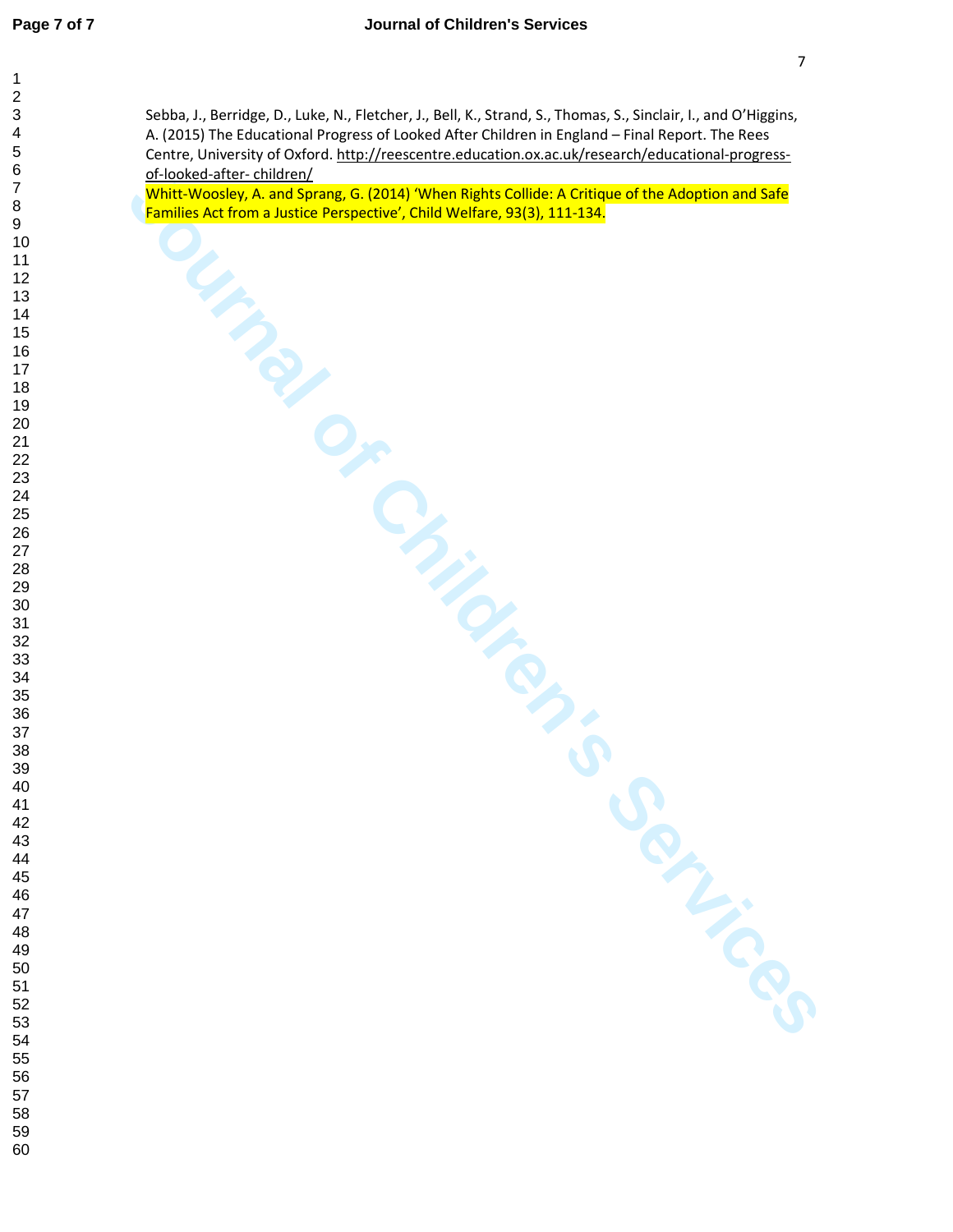Sebba, J., Berridge, D., Luke, N., Fletcher, J., Bell, K., Strand, S., Thomas, S., Sinclair, I., and O'Higgins, A. (2015) The Educational Progress of Looked After Children in England – Final Report. The Rees Centre, University of Oxford. http://reescentre.education.ox.ac.uk/research/educational-progress-of-looked-after- children/

Whitt-Woosley, A. and Sprang, G. (2014) 'When Rights Collide: A Critique of the Adoption and Safe Families Act from a Justice Perspective', Child Welfare, 93(3), 111-134.